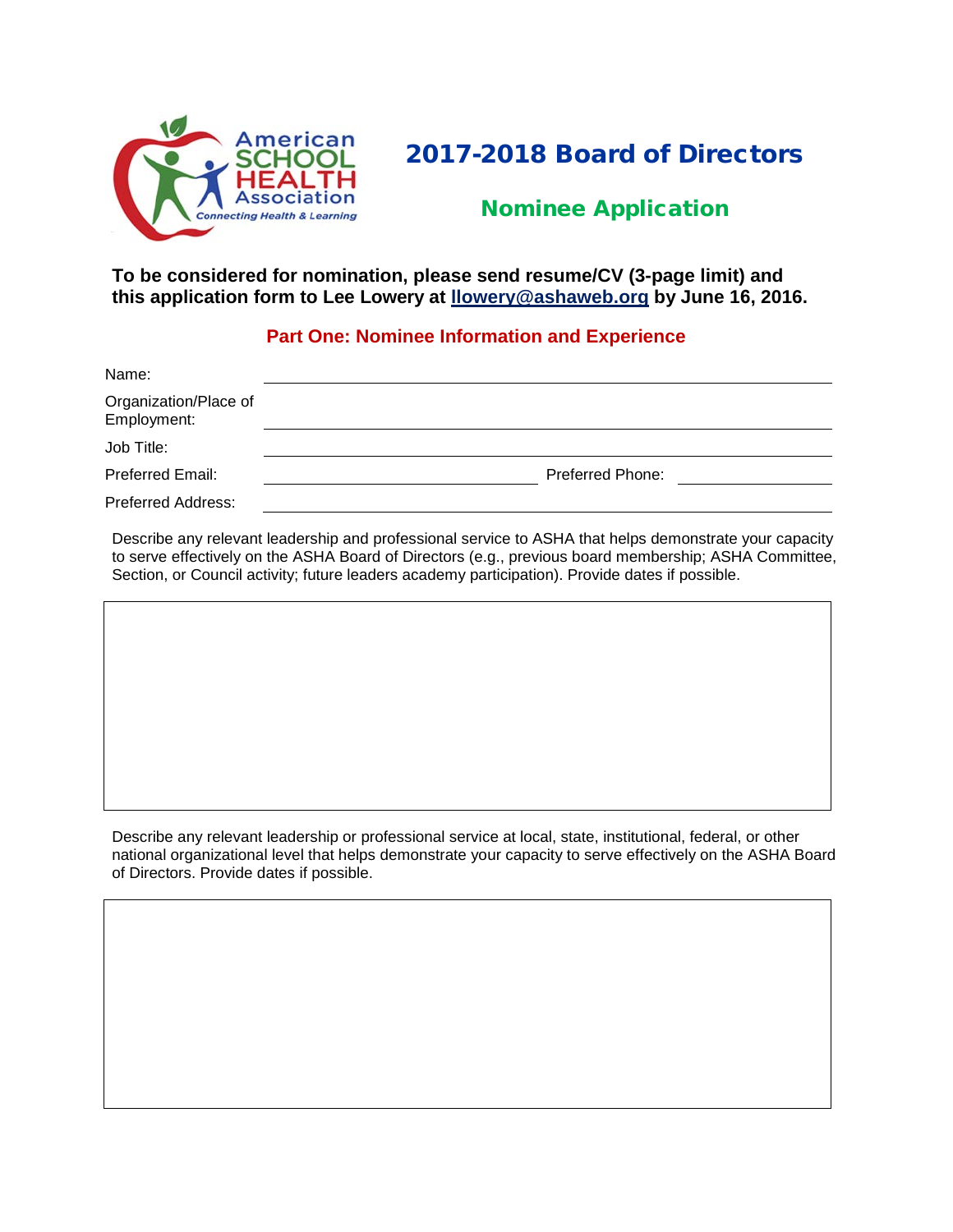American SCHOOL HEALTH Association
Connecting Health & Learning

# 2017-2018 Board of Directors

## Nominee Application

**To be considered for nomination, please send resume/CV (3-page limit) and this application form to Lee Lowery at [llowery@ashaweb.org](mailto:llowery@ashaweb.org) by June 16, 2016.**

### Part One: Nominee Information and Experience

Name: ______________________________

Organization/Place of Employment: ______________________________

Job Title: ______________________________

Preferred Email: ______________________________ Preferred Phone: ______________

Preferred Address: ______________________________

Describe any relevant leadership and professional service to ASHA that helps demonstrate your capacity to serve effectively on the ASHA Board of Directors (e.g., previous board membership; ASHA Committee, Section, or Council activity; future leaders academy participation). Provide dates if possible.

| |
|---|
| |

Describe any relevant leadership or professional service at local, state, institutional, federal, or other national organizational level that helps demonstrate your capacity to serve effectively on the ASHA Board of Directors. Provide dates if possible.

| |
|---|
| |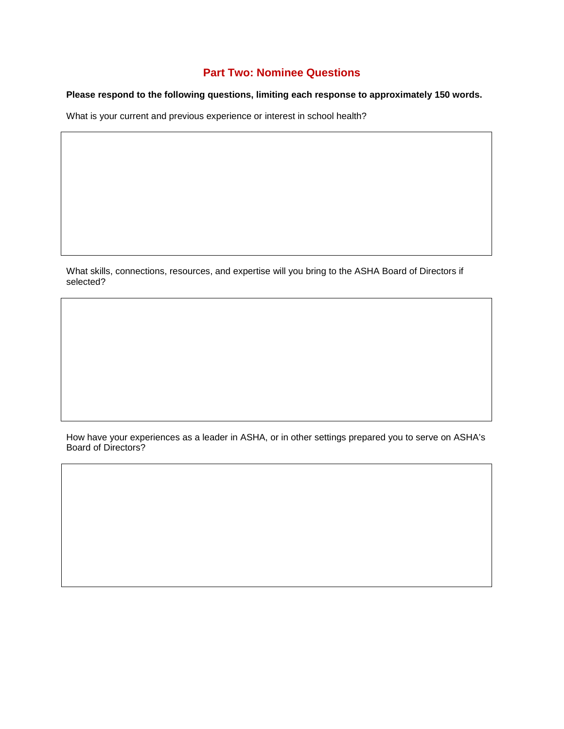## Part Two: Nominee Questions

**Please respond to the following questions, limiting each response to approximately 150 words.**

What is your current and previous experience or interest in school health?

What skills, connections, resources, and expertise will you bring to the ASHA Board of Directors if selected?

How have your experiences as a leader in ASHA, or in other settings prepared you to serve on ASHA's Board of Directors?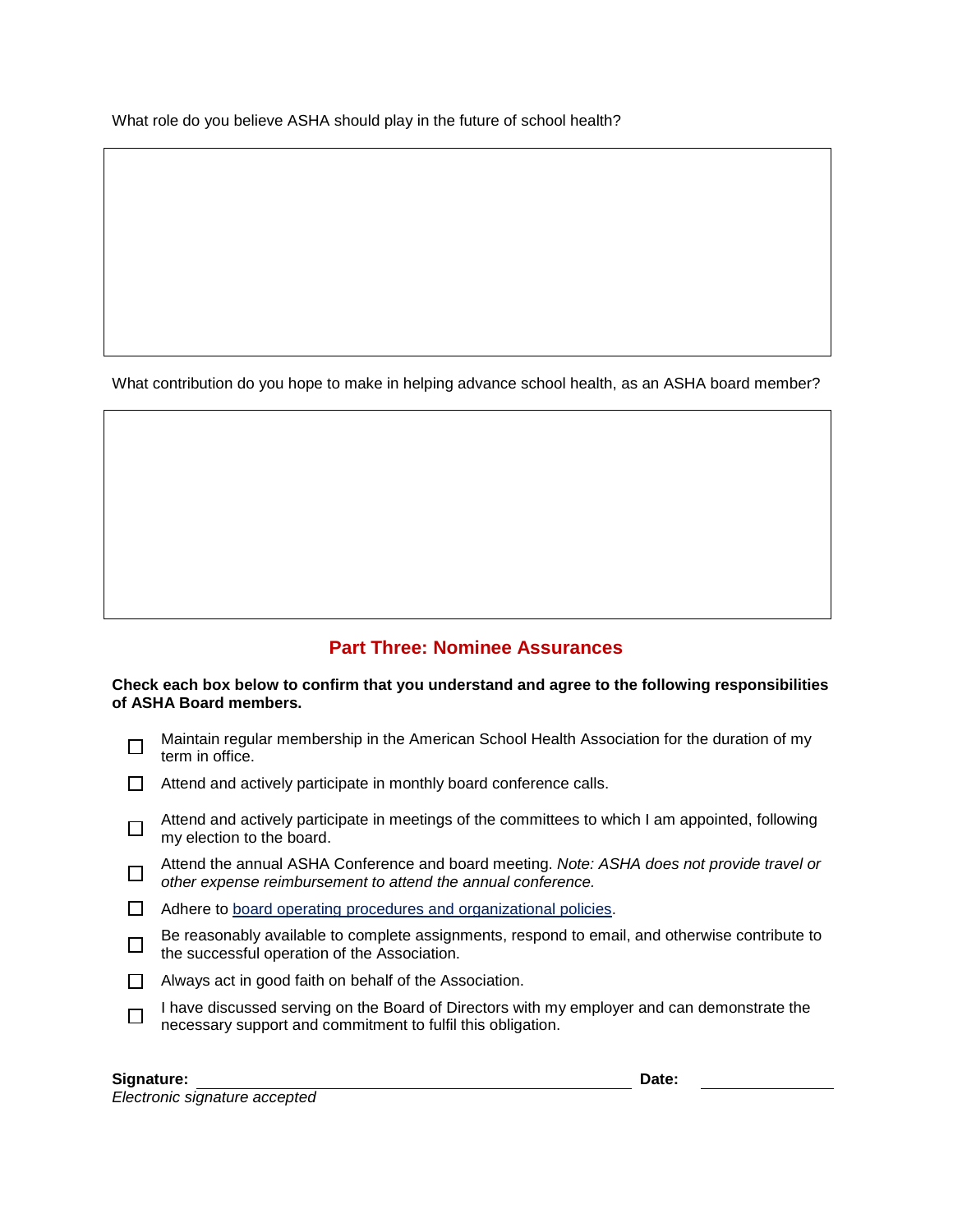What role do you believe ASHA should play in the future of school health?

What contribution do you hope to make in helping advance school health, as an ASHA board member?

## Part Three: Nominee Assurances

**Check each box below to confirm that you understand and agree to the following responsibilities of ASHA Board members.**

- ☐ Maintain regular membership in the American School Health Association for the duration of my term in office.
- ☐ Attend and actively participate in monthly board conference calls.
- ☐ Attend and actively participate in meetings of the committees to which I am appointed, following my election to the board.
- ☐ Attend the annual ASHA Conference and board meeting. *Note: ASHA does not provide travel or other expense reimbursement to attend the annual conference.*
- ☐ Adhere to board operating procedures and organizational policies.
- ☐ Be reasonably available to complete assignments, respond to email, and otherwise contribute to the successful operation of the Association.
- ☐ Always act in good faith on behalf of the Association.
- ☐ I have discussed serving on the Board of Directors with my employer and can demonstrate the necessary support and commitment to fulfil this obligation.

**Signature:** ______________________________ **Date:** ____________

*Electronic signature accepted*